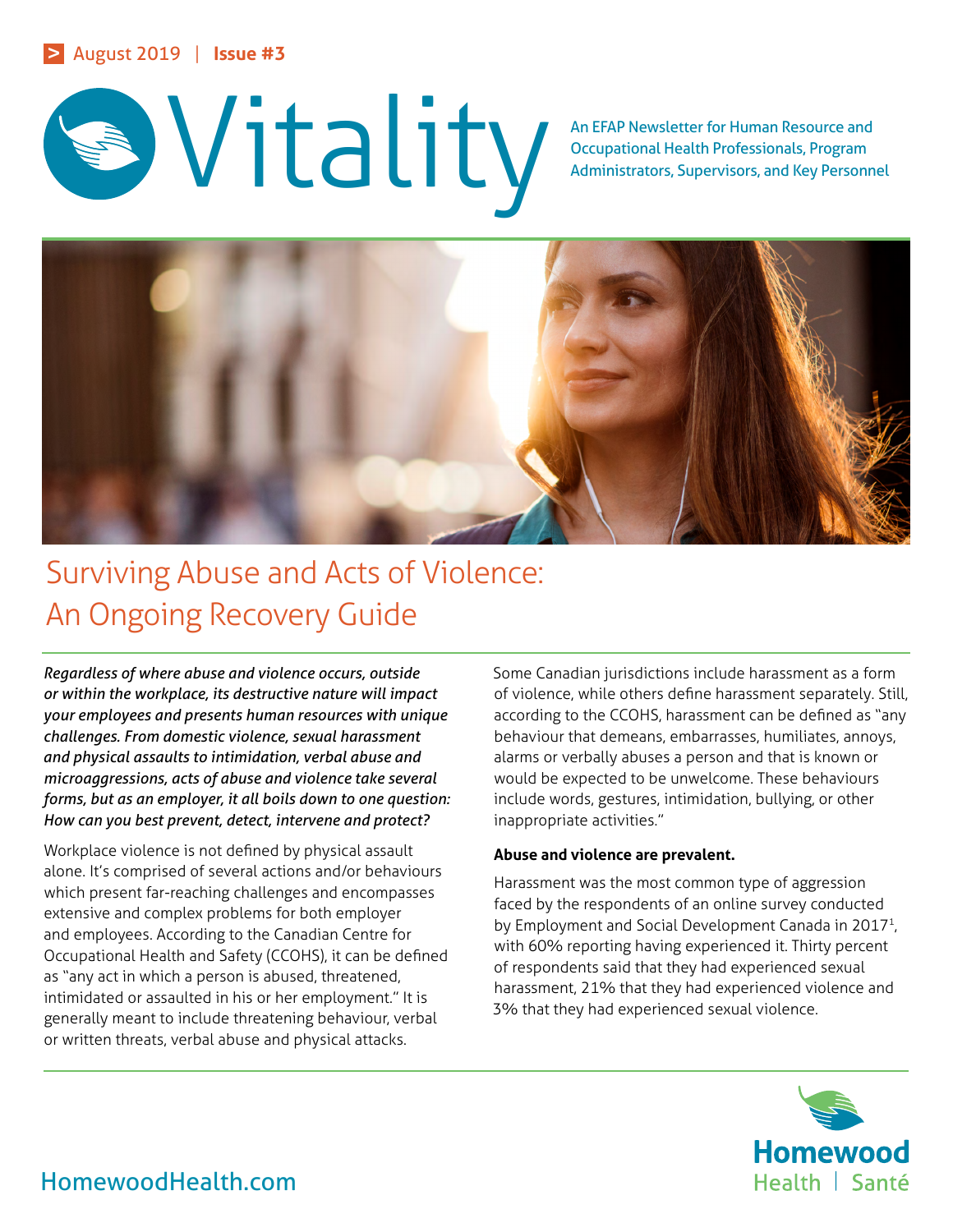August 2019 | Issue #3

# Vitality

An EFAP Newsletter for Human Resource and Occupational Health Professionals, Program Administrators, Supervisors, and Key Personnel

## Surviving Abuse and Acts of Violence: An Ongoing Recovery Guide

***Regardless of where abuse and violence occurs, outside or within the workplace, its destructive nature will impact your employees and presents human resources with unique challenges. From domestic violence, sexual harassment and physical assaults to intimidation, verbal abuse and microaggressions, acts of abuse and violence take several forms, but as an employer, it all boils down to one question: How can you best prevent, detect, intervene and protect?***

Workplace violence is not defined by physical assault alone. It's comprised of several actions and/or behaviours which present far-reaching challenges and encompasses extensive and complex problems for both employer and employees. According to the Canadian Centre for Occupational Health and Safety (CCOHS), it can be defined as "any act in which a person is abused, threatened, intimidated or assaulted in his or her employment." It is generally meant to include threatening behaviour, verbal or written threats, verbal abuse and physical attacks.

Some Canadian jurisdictions include harassment as a form of violence, while others define harassment separately. Still, according to the CCOHS, harassment can be defined as "any behaviour that demeans, embarrasses, humiliates, annoys, alarms or verbally abuses a person and that is known or would be expected to be unwelcome. These behaviours include words, gestures, intimidation, bullying, or other inappropriate activities."

**Abuse and violence are prevalent.**

Harassment was the most common type of aggression faced by the respondents of an online survey conducted by Employment and Social Development Canada in 2017[1], with 60% reporting having experienced it. Thirty percent of respondents said that they had experienced sexual harassment, 21% that they had experienced violence and 3% that they had experienced sexual violence.

HomewoodHealth.com

Homewood Health | Santé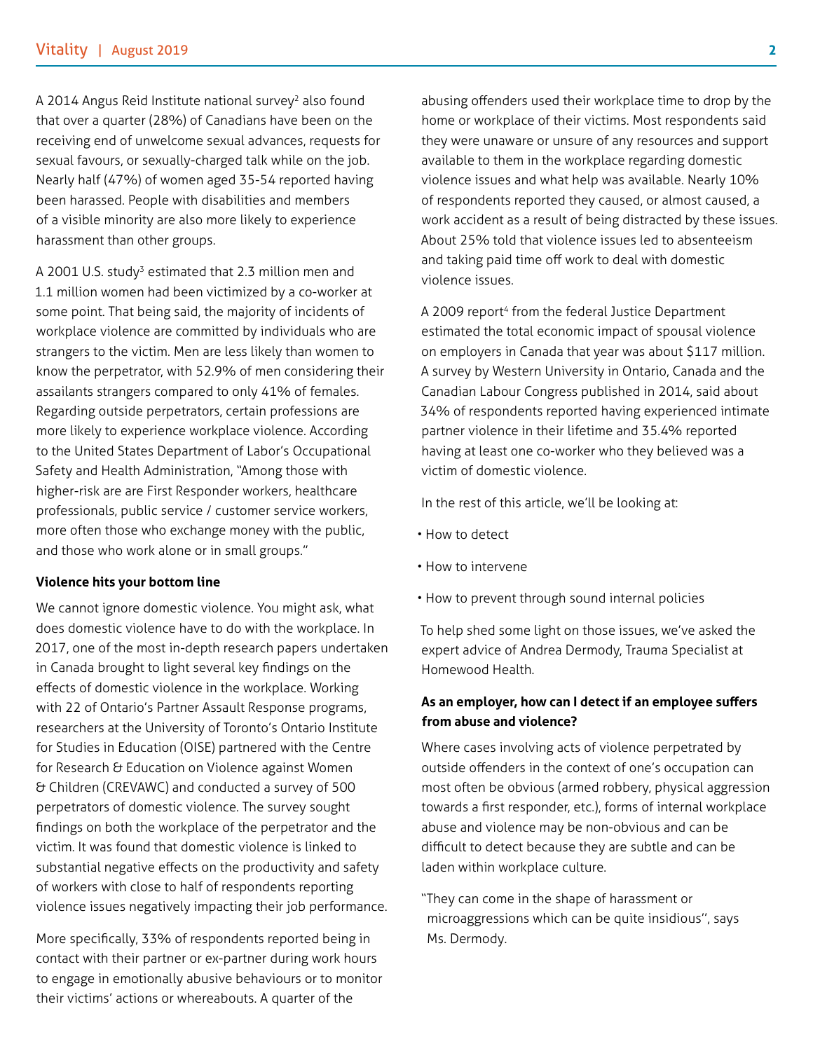A 2014 Angus Reid Institute national survey[2] also found that over a quarter (28%) of Canadians have been on the receiving end of unwelcome sexual advances, requests for sexual favours, or sexually-charged talk while on the job. Nearly half (47%) of women aged 35-54 reported having been harassed. People with disabilities and members of a visible minority are also more likely to experience harassment than other groups.

A 2001 U.S. study[3] estimated that 2.3 million men and 1.1 million women had been victimized by a co-worker at some point. That being said, the majority of incidents of workplace violence are committed by individuals who are strangers to the victim. Men are less likely than women to know the perpetrator, with 52.9% of men considering their assailants strangers compared to only 41% of females. Regarding outside perpetrators, certain professions are more likely to experience workplace violence. According to the United States Department of Labor's Occupational Safety and Health Administration, "Among those with higher-risk are are First Responder workers, healthcare professionals, public service / customer service workers, more often those who exchange money with the public, and those who work alone or in small groups."

**Violence hits your bottom line**

We cannot ignore domestic violence. You might ask, what does domestic violence have to do with the workplace. In 2017, one of the most in-depth research papers undertaken in Canada brought to light several key findings on the effects of domestic violence in the workplace. Working with 22 of Ontario's Partner Assault Response programs, researchers at the University of Toronto's Ontario Institute for Studies in Education (OISE) partnered with the Centre for Research & Education on Violence against Women & Children (CREVAWC) and conducted a survey of 500 perpetrators of domestic violence. The survey sought findings on both the workplace of the perpetrator and the victim. It was found that domestic violence is linked to substantial negative effects on the productivity and safety of workers with close to half of respondents reporting violence issues negatively impacting their job performance.

More specifically, 33% of respondents reported being in contact with their partner or ex-partner during work hours to engage in emotionally abusive behaviours or to monitor their victims' actions or whereabouts. A quarter of the abusing offenders used their workplace time to drop by the home or workplace of their victims. Most respondents said they were unaware or unsure of any resources and support available to them in the workplace regarding domestic violence issues and what help was available. Nearly 10% of respondents reported they caused, or almost caused, a work accident as a result of being distracted by these issues. About 25% told that violence issues led to absenteeism and taking paid time off work to deal with domestic violence issues.

A 2009 report[4] from the federal Justice Department estimated the total economic impact of spousal violence on employers in Canada that year was about $117 million. A survey by Western University in Ontario, Canada and the Canadian Labour Congress published in 2014, said about 34% of respondents reported having experienced intimate partner violence in their lifetime and 35.4% reported having at least one co-worker who they believed was a victim of domestic violence.

In the rest of this article, we'll be looking at:

- How to detect
- How to intervene
- How to prevent through sound internal policies

To help shed some light on those issues, we've asked the expert advice of Andrea Dermody, Trauma Specialist at Homewood Health.

**As an employer, how can I detect if an employee suffers from abuse and violence?**

Where cases involving acts of violence perpetrated by outside offenders in the context of one's occupation can most often be obvious (armed robbery, physical aggression towards a first responder, etc.), forms of internal workplace abuse and violence may be non-obvious and can be difficult to detect because they are subtle and can be laden within workplace culture.

"They can come in the shape of harassment or microaggressions which can be quite insidious", says Ms. Dermody.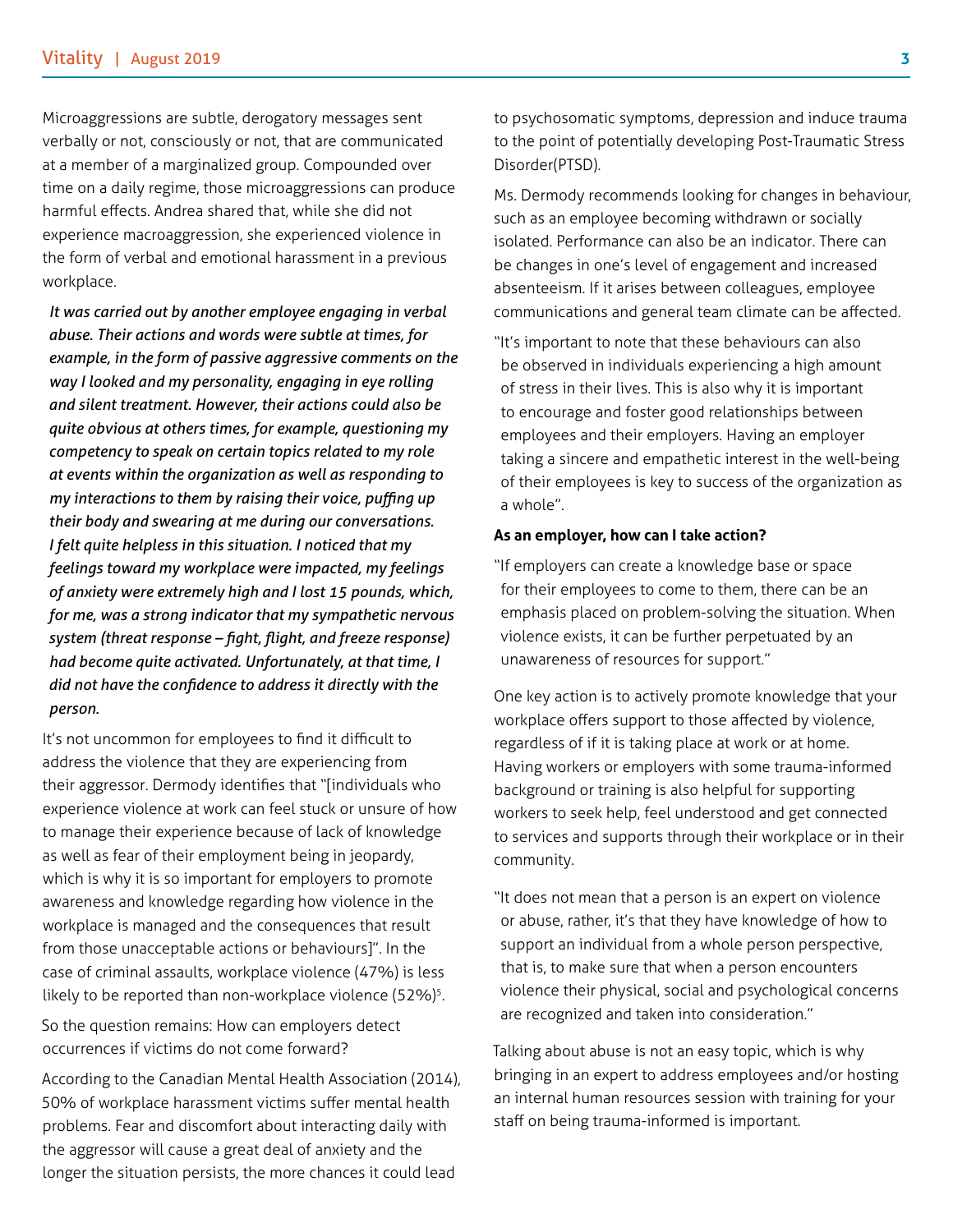Microaggressions are subtle, derogatory messages sent verbally or not, consciously or not, that are communicated at a member of a marginalized group. Compounded over time on a daily regime, those microaggressions can produce harmful effects. Andrea shared that, while she did not experience macroaggression, she experienced violence in the form of verbal and emotional harassment in a previous workplace.

> ***It was carried out by another employee engaging in verbal abuse. Their actions and words were subtle at times, for example, in the form of passive aggressive comments on the way I looked and my personality, engaging in eye rolling and silent treatment. However, their actions could also be quite obvious at others times, for example, questioning my competency to speak on certain topics related to my role at events within the organization as well as responding to my interactions to them by raising their voice, puffing up their body and swearing at me during our conversations. I felt quite helpless in this situation. I noticed that my feelings toward my workplace were impacted, my feelings of anxiety were extremely high and I lost 15 pounds, which, for me, was a strong indicator that my sympathetic nervous system (threat response – fight, flight, and freeze response) had become quite activated. Unfortunately, at that time, I did not have the confidence to address it directly with the person.***

It's not uncommon for employees to find it difficult to address the violence that they are experiencing from their aggressor. Dermody identifies that "[individuals who experience violence at work can feel stuck or unsure of how to manage their experience because of lack of knowledge as well as fear of their employment being in jeopardy, which is why it is so important for employers to promote awareness and knowledge regarding how violence in the workplace is managed and the consequences that result from those unacceptable actions or behaviours]". In the case of criminal assaults, workplace violence (47%) is less likely to be reported than non-workplace violence (52%)[5].

So the question remains: How can employers detect occurrences if victims do not come forward?

According to the Canadian Mental Health Association (2014), 50% of workplace harassment victims suffer mental health problems. Fear and discomfort about interacting daily with the aggressor will cause a great deal of anxiety and the longer the situation persists, the more chances it could lead to psychosomatic symptoms, depression and induce trauma to the point of potentially developing Post-Traumatic Stress Disorder(PTSD).

Ms. Dermody recommends looking for changes in behaviour, such as an employee becoming withdrawn or socially isolated. Performance can also be an indicator. There can be changes in one's level of engagement and increased absenteeism. If it arises between colleagues, employee communications and general team climate can be affected.

> "It's important to note that these behaviours can also be observed in individuals experiencing a high amount of stress in their lives. This is also why it is important to encourage and foster good relationships between employees and their employers. Having an employer taking a sincere and empathetic interest in the well-being of their employees is key to success of the organization as a whole".

**As an employer, how can I take action?**

> "If employers can create a knowledge base or space for their employees to come to them, there can be an emphasis placed on problem-solving the situation. When violence exists, it can be further perpetuated by an unawareness of resources for support."

One key action is to actively promote knowledge that your workplace offers support to those affected by violence, regardless of if it is taking place at work or at home. Having workers or employers with some trauma-informed background or training is also helpful for supporting workers to seek help, feel understood and get connected to services and supports through their workplace or in their community.

> "It does not mean that a person is an expert on violence or abuse, rather, it's that they have knowledge of how to support an individual from a whole person perspective, that is, to make sure that when a person encounters violence their physical, social and psychological concerns are recognized and taken into consideration."

Talking about abuse is not an easy topic, which is why bringing in an expert to address employees and/or hosting an internal human resources session with training for your staff on being trauma-informed is important.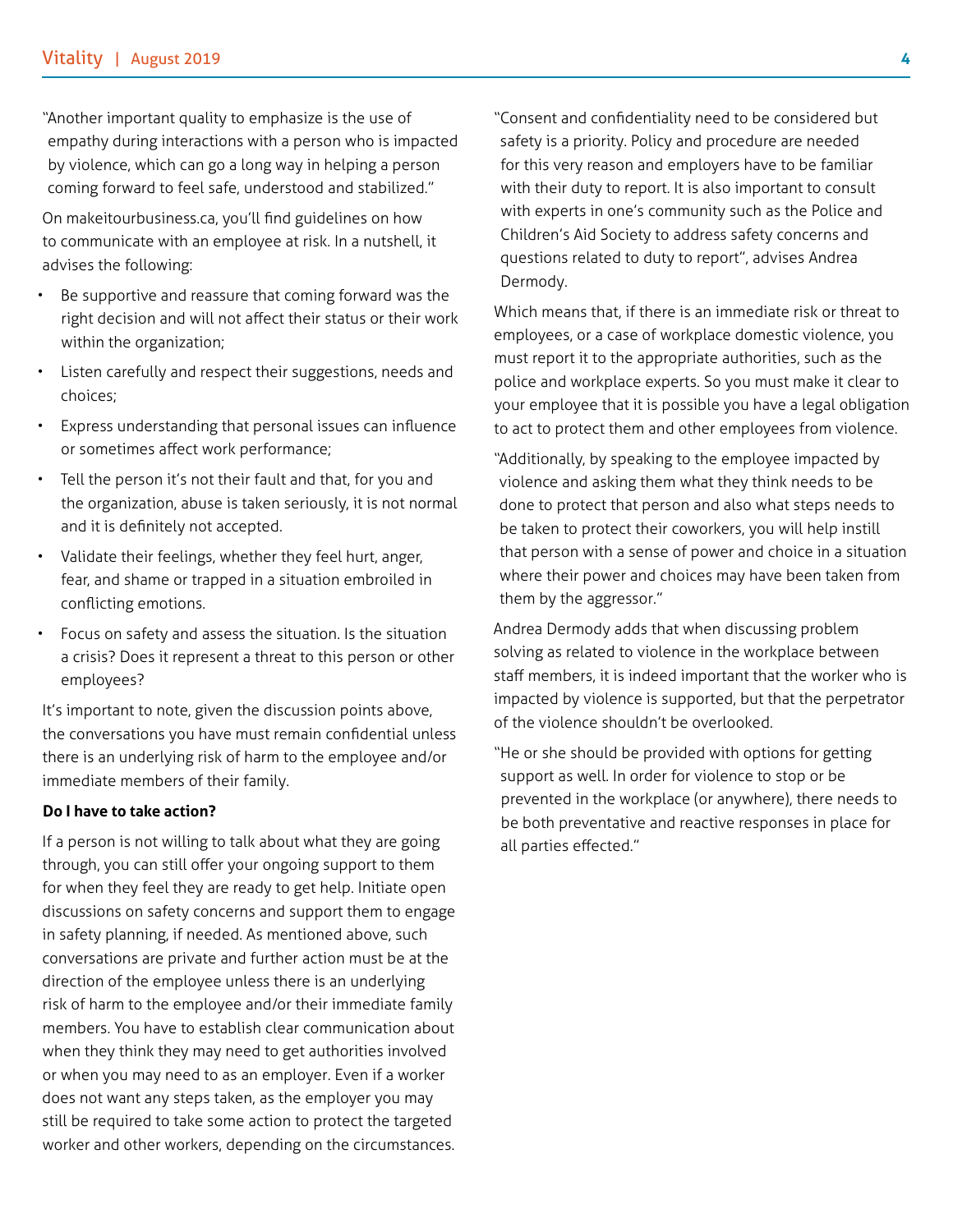"Another important quality to emphasize is the use of empathy during interactions with a person who is impacted by violence, which can go a long way in helping a person coming forward to feel safe, understood and stabilized."

On makeitourbusiness.ca, you'll find guidelines on how to communicate with an employee at risk. In a nutshell, it advises the following:

- Be supportive and reassure that coming forward was the right decision and will not affect their status or their work within the organization;
- Listen carefully and respect their suggestions, needs and choices;
- Express understanding that personal issues can influence or sometimes affect work performance;
- Tell the person it's not their fault and that, for you and the organization, abuse is taken seriously, it is not normal and it is definitely not accepted.
- Validate their feelings, whether they feel hurt, anger, fear, and shame or trapped in a situation embroiled in conflicting emotions.
- Focus on safety and assess the situation. Is the situation a crisis? Does it represent a threat to this person or other employees?

It's important to note, given the discussion points above, the conversations you have must remain confidential unless there is an underlying risk of harm to the employee and/or immediate members of their family.

**Do I have to take action?**

If a person is not willing to talk about what they are going through, you can still offer your ongoing support to them for when they feel they are ready to get help. Initiate open discussions on safety concerns and support them to engage in safety planning, if needed. As mentioned above, such conversations are private and further action must be at the direction of the employee unless there is an underlying risk of harm to the employee and/or their immediate family members. You have to establish clear communication about when they think they may need to get authorities involved or when you may need to as an employer. Even if a worker does not want any steps taken, as the employer you may still be required to take some action to protect the targeted worker and other workers, depending on the circumstances.

"Consent and confidentiality need to be considered but safety is a priority. Policy and procedure are needed for this very reason and employers have to be familiar with their duty to report. It is also important to consult with experts in one's community such as the Police and Children's Aid Society to address safety concerns and questions related to duty to report", advises Andrea Dermody.

Which means that, if there is an immediate risk or threat to employees, or a case of workplace domestic violence, you must report it to the appropriate authorities, such as the police and workplace experts. So you must make it clear to your employee that it is possible you have a legal obligation to act to protect them and other employees from violence.

"Additionally, by speaking to the employee impacted by violence and asking them what they think needs to be done to protect that person and also what steps needs to be taken to protect their coworkers, you will help instill that person with a sense of power and choice in a situation where their power and choices may have been taken from them by the aggressor."

Andrea Dermody adds that when discussing problem solving as related to violence in the workplace between staff members, it is indeed important that the worker who is impacted by violence is supported, but that the perpetrator of the violence shouldn't be overlooked.

"He or she should be provided with options for getting support as well. In order for violence to stop or be prevented in the workplace (or anywhere), there needs to be both preventative and reactive responses in place for all parties effected."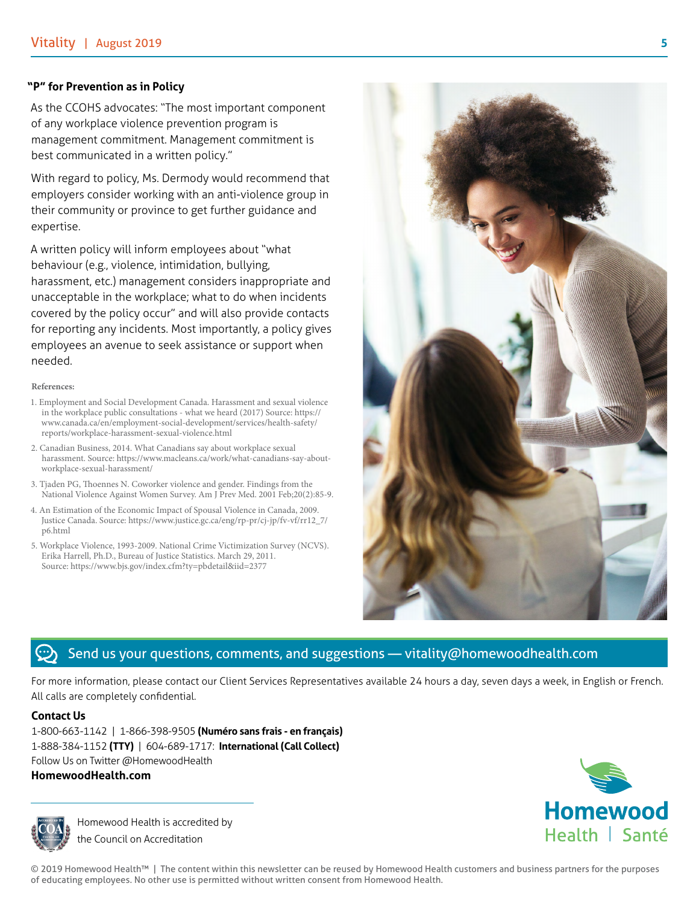### "P" for Prevention as in Policy

As the CCOHS advocates: "The most important component of any workplace violence prevention program is management commitment. Management commitment is best communicated in a written policy."

With regard to policy, Ms. Dermody would recommend that employers consider working with an anti-violence group in their community or province to get further guidance and expertise.

A written policy will inform employees about "what behaviour (e.g., violence, intimidation, bullying, harassment, etc.) management considers inappropriate and unacceptable in the workplace; what to do when incidents covered by the policy occur" and will also provide contacts for reporting any incidents. Most importantly, a policy gives employees an avenue to seek assistance or support when needed.

**References:**

1. Employment and Social Development Canada. Harassment and sexual violence in the workplace public consultations - what we heard (2017) Source: https://www.canada.ca/en/employment-social-development/services/health-safety/reports/workplace-harassment-sexual-violence.html
2. Canadian Business, 2014. What Canadians say about workplace sexual harassment. Source: https://www.macleans.ca/work/what-canadians-say-about-workplace-sexual-harassment/
3. Tjaden PG, Thoennes N. Coworker violence and gender. Findings from the National Violence Against Women Survey. Am J Prev Med. 2001 Feb;20(2):85-9.
4. An Estimation of the Economic Impact of Spousal Violence in Canada, 2009. Justice Canada. Source: https://www.justice.gc.ca/eng/rp-pr/cj-jp/fv-vf/rr12_7/p6.html
5. Workplace Violence, 1993-2009. National Crime Victimization Survey (NCVS). Erika Harrell, Ph.D., Bureau of Justice Statistics. March 29, 2011. Source: https://www.bjs.gov/index.cfm?ty=pbdetail&iid=2377

Send us your questions, comments, and suggestions — vitality@homewoodhealth.com

For more information, please contact our Client Services Representatives available 24 hours a day, seven days a week, in English or French. All calls are completely confidential.

**Contact Us**

1-800-663-1142 | 1-866-398-9505 **(Numéro sans frais - en français)**
1-888-384-1152 **(TTY)** | 604-689-1717: **International (Call Collect)**
Follow Us on Twitter @HomewoodHealth
**HomewoodHealth.com**

Homewood Health is accredited by the Council on Accreditation

Homewood Health | Santé

© 2019 Homewood Health™ | The content within this newsletter can be reused by Homewood Health customers and business partners for the purposes of educating employees. No other use is permitted without written consent from Homewood Health.